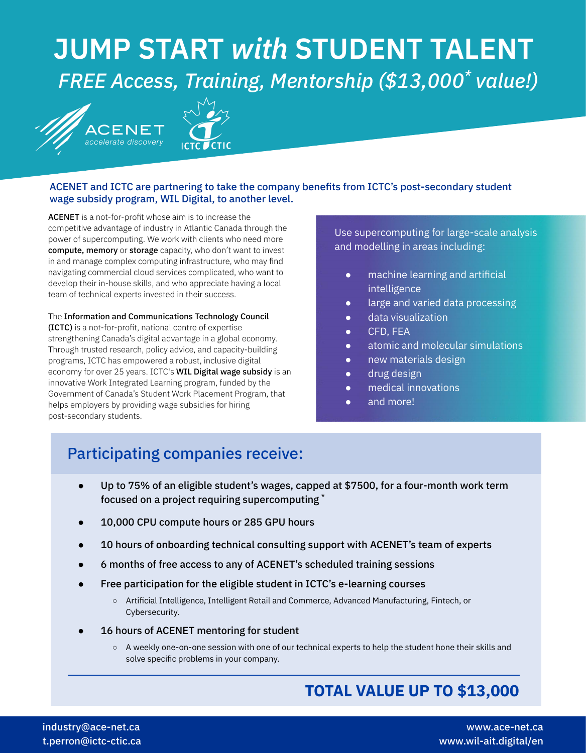# JUMP START *with* STUDENT TALENT

## *FREE Access, Training, Mentorship ($13,000* value!)*

ACENET accelerate discovery

ICTC CTIC

ACENET and ICTC are partnering to take the company benefits from ICTC's post-secondary student wage subsidy program, WIL Digital, to another level.

**ACENET** is a not-for-profit whose aim is to increase the competitive advantage of industry in Atlantic Canada through the power of supercomputing. We work with clients who need more **compute, memory** or **storage** capacity, who don't want to invest in and manage complex computing infrastructure, who may find navigating commercial cloud services complicated, who want to develop their in-house skills, and who appreciate having a local team of technical experts invested in their success.

The **Information and Communications Technology Council (ICTC)** is a not-for-profit, national centre of expertise strengthening Canada's digital advantage in a global economy. Through trusted research, policy advice, and capacity-building programs, ICTC has empowered a robust, inclusive digital economy for over 25 years. ICTC's **WIL Digital wage subsidy** is an innovative Work Integrated Learning program, funded by the Government of Canada's Student Work Placement Program, that helps employers by providing wage subsidies for hiring post-secondary students.

Use supercomputing for large-scale analysis and modelling in areas including:

- machine learning and artificial intelligence
- large and varied data processing
- data visualization
- CFD, FEA
- atomic and molecular simulations
- new materials design
- drug design
- medical innovations
- and more!

## Participating companies receive:

- **Up to 75% of an eligible student's wages, capped at $7500, for a four-month work term focused on a project requiring supercomputing** *
- **10,000 CPU compute hours or 285 GPU hours**
- **10 hours of onboarding technical consulting support with ACENET's team of experts**
- **6 months of free access to any of ACENET's scheduled training sessions**
- **Free participation for the eligible student in ICTC's e-learning courses**
  - Artificial Intelligence, Intelligent Retail and Commerce, Advanced Manufacturing, Fintech, or Cybersecurity.
- **16 hours of ACENET mentoring for student**
  - A weekly one-on-one session with one of our technical experts to help the student hone their skills and solve specific problems in your company.

**TOTAL VALUE UP TO $13,000**

industry@ace-net.ca
t.perron@ictc-ctic.ca

www.ace-net.ca
www.wil-ait.digital/en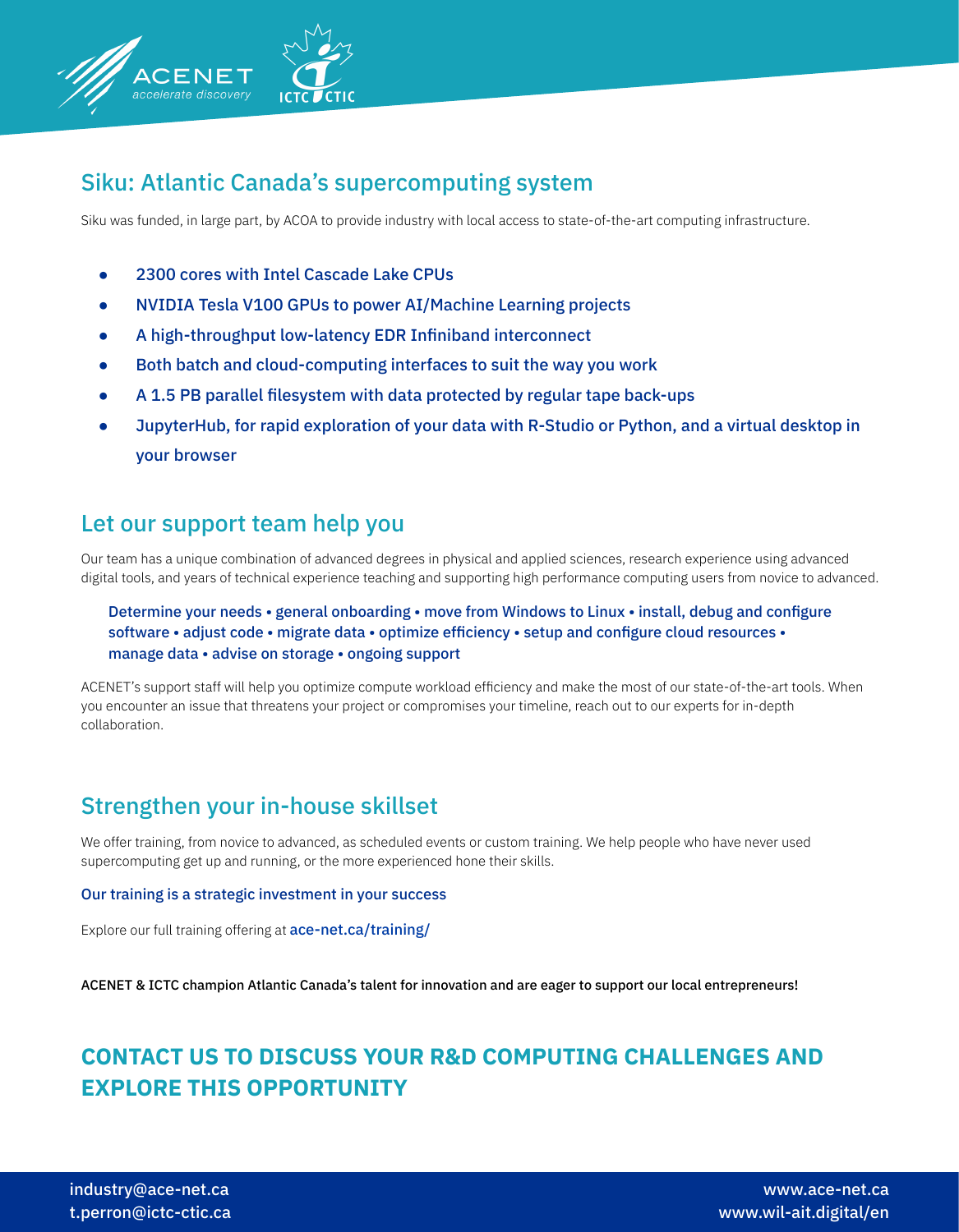## Siku: Atlantic Canada's supercomputing system

Siku was funded, in large part, by ACOA to provide industry with local access to state-of-the-art computing infrastructure.

- 2300 cores with Intel Cascade Lake CPUs
- NVIDIA Tesla V100 GPUs to power AI/Machine Learning projects
- A high-throughput low-latency EDR Infiniband interconnect
- Both batch and cloud-computing interfaces to suit the way you work
- A 1.5 PB parallel filesystem with data protected by regular tape back-ups
- JupyterHub, for rapid exploration of your data with R-Studio or Python, and a virtual desktop in your browser

## Let our support team help you

Our team has a unique combination of advanced degrees in physical and applied sciences, research experience using advanced digital tools, and years of technical experience teaching and supporting high performance computing users from novice to advanced.

Determine your needs • general onboarding • move from Windows to Linux • install, debug and configure software • adjust code • migrate data • optimize efficiency • setup and configure cloud resources • manage data • advise on storage • ongoing support

ACENET's support staff will help you optimize compute workload efficiency and make the most of our state-of-the-art tools. When you encounter an issue that threatens your project or compromises your timeline, reach out to our experts for in-depth collaboration.

## Strengthen your in-house skillset

We offer training, from novice to advanced, as scheduled events or custom training. We help people who have never used supercomputing get up and running, or the more experienced hone their skills.

Our training is a strategic investment in your success

Explore our full training offering at ace-net.ca/training/

**ACENET & ICTC champion Atlantic Canada's talent for innovation and are eager to support our local entrepreneurs!**

## CONTACT US TO DISCUSS YOUR R&D COMPUTING CHALLENGES AND EXPLORE THIS OPPORTUNITY

industry@ace-net.ca
t.perron@ictc-ctic.ca

www.ace-net.ca
www.wil-ait.digital/en